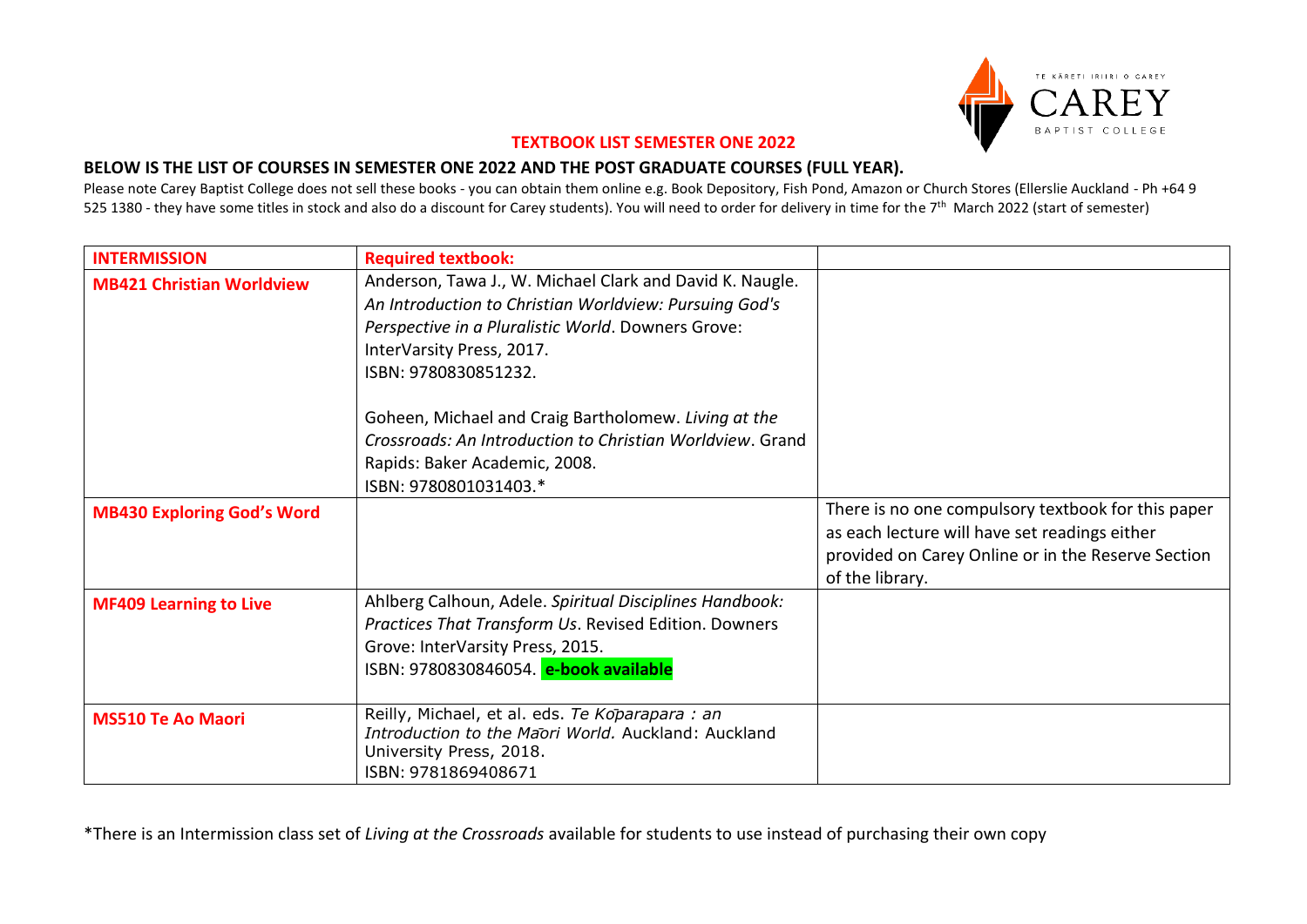## TEXTBOOK LIST SEMESTER ONE 2022

### BELOW IS THE LIST OF COURSES IN SEMESTER ONE 2022 AND THE POST GRADUATE COURSES (FULL YEAR).

Please note Carey Baptist College does not sell these books - you can obtain them online e.g. Book Depository, Fish Pond, Amazon or Church Stores (Ellerslie Auckland - Ph +64 9 525 1380 - they have some titles in stock and also do a discount for Carey students). You will need to order for delivery in time for the 7th March 2022 (start of semester)

| **INTERMISSION** | **Required textbook:** | |
|---|---|---|
| **MB421 Christian Worldview** | Anderson, Tawa J., W. Michael Clark and David K. Naugle. *An Introduction to Christian Worldview: Pursuing God's Perspective in a Pluralistic World*. Downers Grove: InterVarsity Press, 2017.<br>ISBN: 9780830851232.<br><br>Goheen, Michael and Craig Bartholomew. *Living at the Crossroads: An Introduction to Christian Worldview*. Grand Rapids: Baker Academic, 2008.<br>ISBN: 9780801031403.* | |
| **MB430 Exploring God's Word** | | There is no one compulsory textbook for this paper as each lecture will have set readings either provided on Carey Online or in the Reserve Section of the library. |
| **MF409 Learning to Live** | Ahlberg Calhoun, Adele. *Spiritual Disciplines Handbook: Practices That Transform Us*. Revised Edition. Downers Grove: InterVarsity Press, 2015.<br>ISBN: 9780830846054. **e-book available** | |
| **MS510 Te Ao Maori** | Reilly, Michael, et al. eds. *Te Kōparapara : an Introduction to the Māori World.* Auckland: Auckland University Press, 2018.<br>ISBN: 9781869408671 | |

*There is an Intermission class set of *Living at the Crossroads* available for students to use instead of purchasing their own copy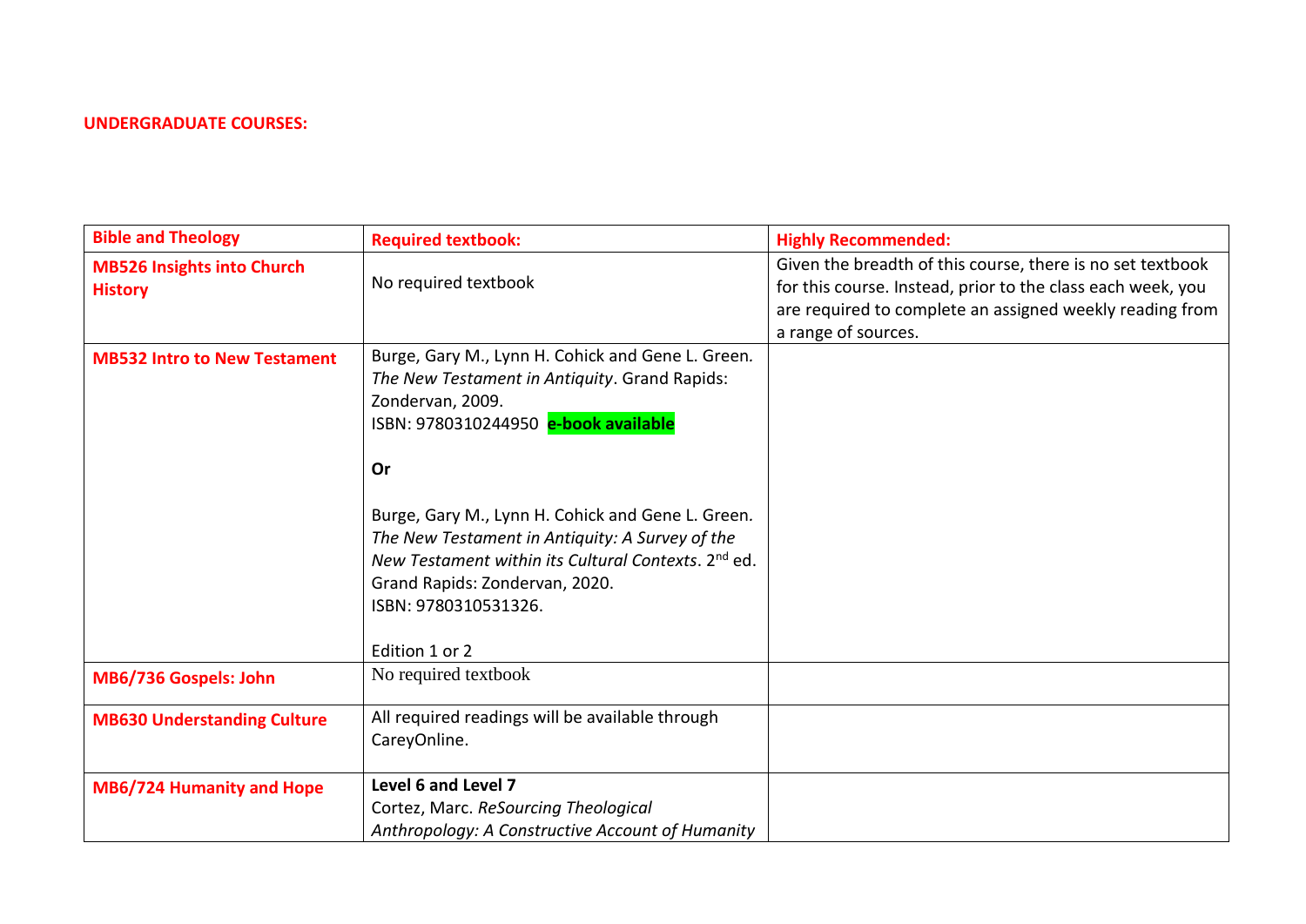**UNDERGRADUATE COURSES:**

| **Bible and Theology** | **Required textbook:** | **Highly Recommended:** |
| --- | --- | --- |
| **MB526 Insights into Church History** | No required textbook | Given the breadth of this course, there is no set textbook for this course. Instead, prior to the class each week, you are required to complete an assigned weekly reading from a range of sources. |
| **MB532 Intro to New Testament** | Burge, Gary M., Lynn H. Cohick and Gene L. Green. *The New Testament in Antiquity*. Grand Rapids: Zondervan, 2009.<br>ISBN: 9780310244950 **e-book available**<br><br>**Or**<br><br>Burge, Gary M., Lynn H. Cohick and Gene L. Green. *The New Testament in Antiquity: A Survey of the New Testament within its Cultural Contexts*. 2nd ed. Grand Rapids: Zondervan, 2020.<br>ISBN: 9780310531326.<br><br>Edition 1 or 2 | |
| **MB6/736 Gospels: John** | No required textbook | |
| **MB630 Understanding Culture** | All required readings will be available through CareyOnline. | |
| **MB6/724 Humanity and Hope** | **Level 6 and Level 7**<br>Cortez, Marc. *ReSourcing Theological Anthropology: A Constructive Account of Humanity* | |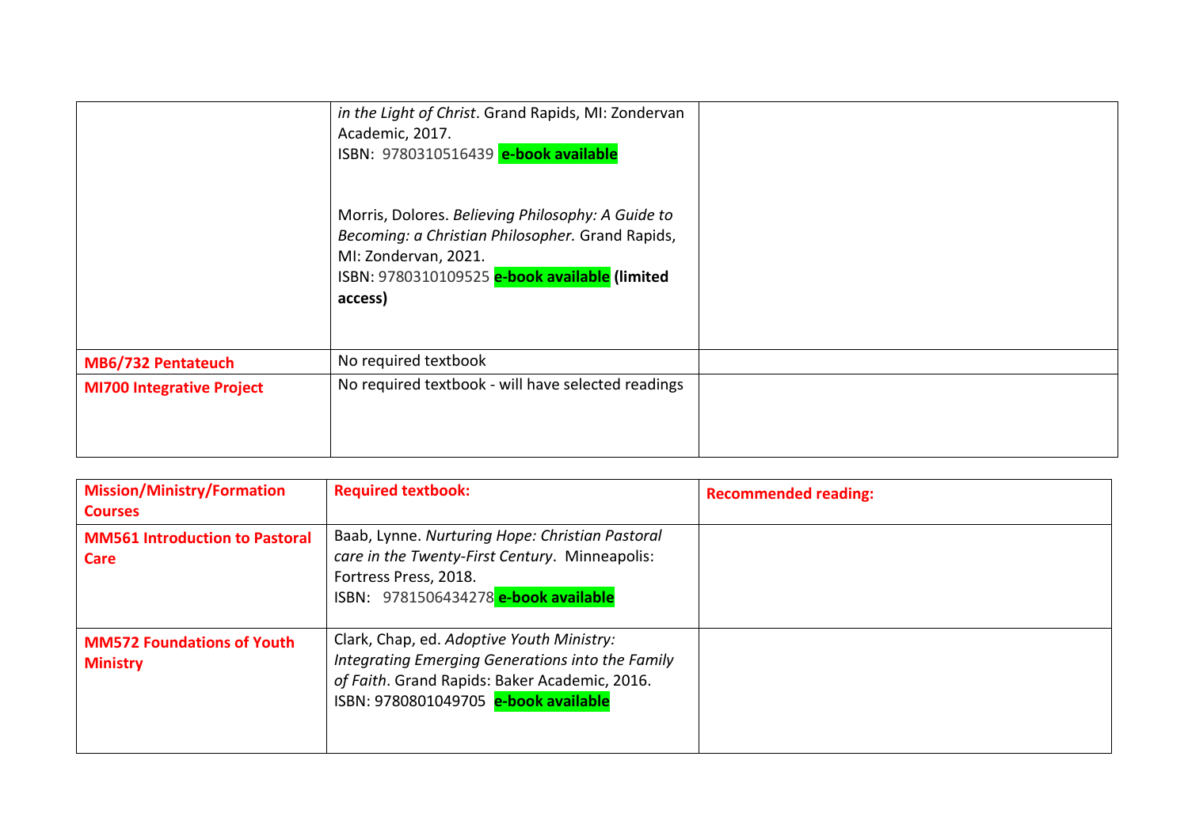| | | |
|---|---|---|
| | *in the Light of Christ*. Grand Rapids, MI: Zondervan Academic, 2017.<br>ISBN: 9780310516439 **e-book available**<br><br>Morris, Dolores. *Believing Philosophy: A Guide to Becoming: a Christian Philosopher.* Grand Rapids, MI: Zondervan, 2021.<br>ISBN: 9780310109525 **e-book available (limited access)** | |
| **MB6/732 Pentateuch** | No required textbook | |
| **MI700 Integrative Project** | No required textbook - will have selected readings | |

| **Mission/Ministry/Formation Courses** | **Required textbook:** | **Recommended reading:** |
|---|---|---|
| **MM561 Introduction to Pastoral Care** | Baab, Lynne. *Nurturing Hope: Christian Pastoral care in the Twenty-First Century*. Minneapolis: Fortress Press, 2018.<br>ISBN: 9781506434278 **e-book available** | |
| **MM572 Foundations of Youth Ministry** | Clark, Chap, ed. *Adoptive Youth Ministry: Integrating Emerging Generations into the Family of Faith*. Grand Rapids: Baker Academic, 2016.<br>ISBN: 9780801049705 **e-book available** | |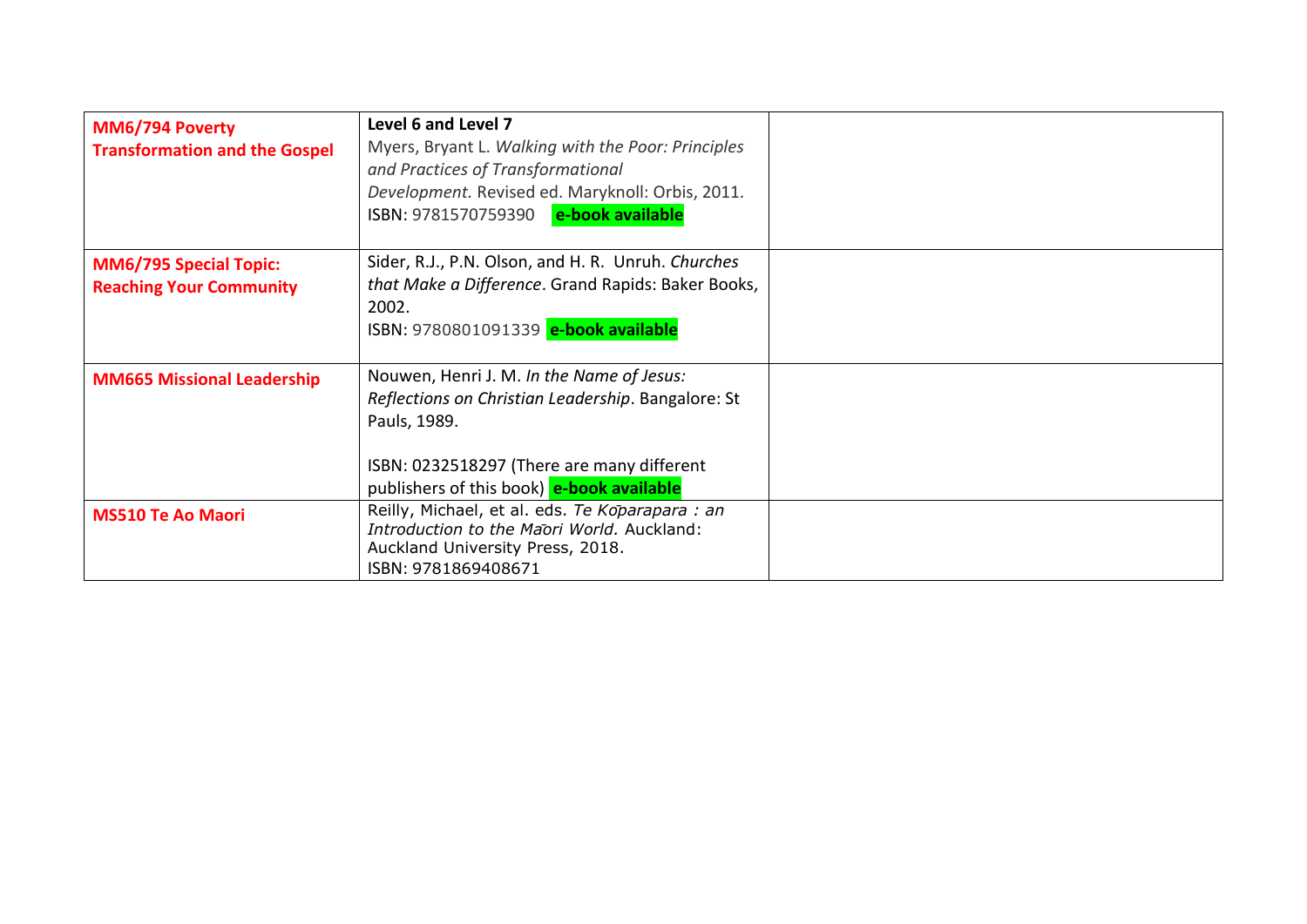| | | |
|---|---|---|
| **MM6/794 Poverty Transformation and the Gospel** | **Level 6 and Level 7**<br>Myers, Bryant L. *Walking with the Poor: Principles and Practices of Transformational Development.* Revised ed. Maryknoll: Orbis, 2011.<br>ISBN: 9781570759390 **e-book available** | |
| **MM6/795 Special Topic: Reaching Your Community** | Sider, R.J., P.N. Olson, and H. R. Unruh. *Churches that Make a Difference*. Grand Rapids: Baker Books, 2002.<br>ISBN: 9780801091339 **e-book available** | |
| **MM665 Missional Leadership** | Nouwen, Henri J. M. *In the Name of Jesus: Reflections on Christian Leadership*. Bangalore: St Pauls, 1989.<br><br>ISBN: 0232518297 (There are many different publishers of this book) **e-book available** | |
| **MS510 Te Ao Maori** | Reilly, Michael, et al. eds. *Te Kōparapara : an Introduction to the Māori World.* Auckland: Auckland University Press, 2018.<br>ISBN: 9781869408671 | |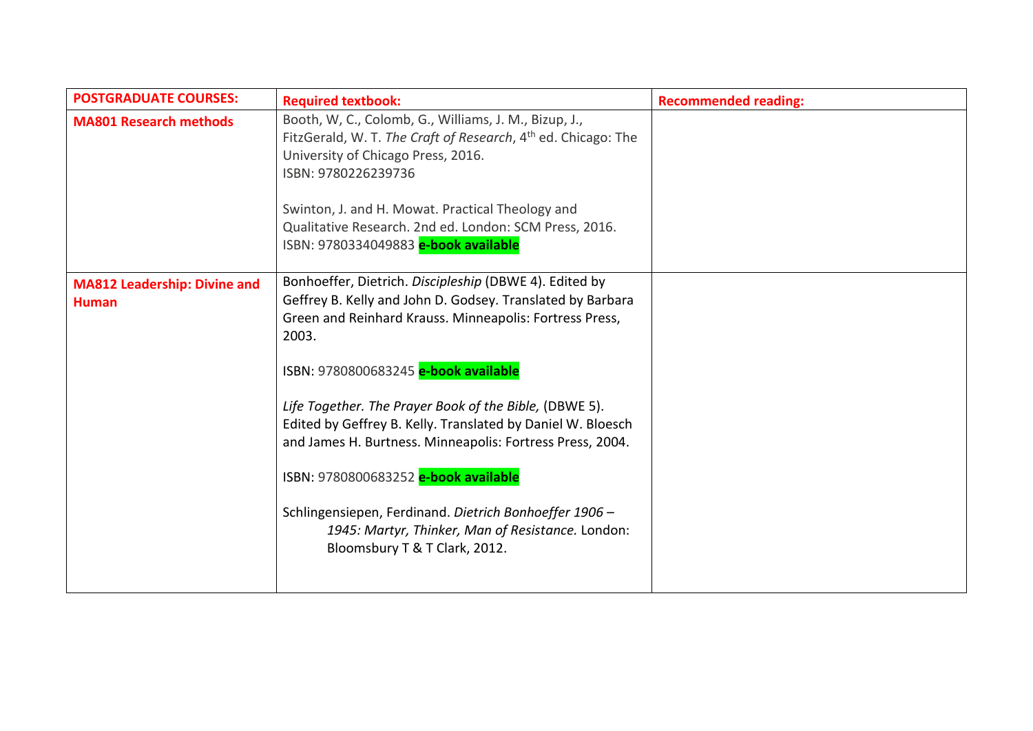| **POSTGRADUATE COURSES:** | **Required textbook:** | **Recommended reading:** |
| --- | --- | --- |
| **MA801 Research methods** | Booth, W, C., Colomb, G., Williams, J. M., Bizup, J., FitzGerald, W. T. *The Craft of Research*, 4th ed. Chicago: The University of Chicago Press, 2016.<br>ISBN: 9780226239736<br><br>Swinton, J. and H. Mowat. Practical Theology and Qualitative Research. 2nd ed. London: SCM Press, 2016.<br>ISBN: 9780334049883 **e-book available** | |
| **MA812 Leadership: Divine and Human** | Bonhoeffer, Dietrich. *Discipleship* (DBWE 4). Edited by Geffrey B. Kelly and John D. Godsey. Translated by Barbara Green and Reinhard Krauss. Minneapolis: Fortress Press, 2003.<br><br>ISBN: 9780800683245 **e-book available**<br><br>*Life Together. The Prayer Book of the Bible,* (DBWE 5). Edited by Geffrey B. Kelly. Translated by Daniel W. Bloesch and James H. Burtness. Minneapolis: Fortress Press, 2004.<br><br>ISBN: 9780800683252 **e-book available**<br><br>Schlingensiepen, Ferdinand. *Dietrich Bonhoeffer 1906 – 1945: Martyr, Thinker, Man of Resistance.* London: Bloomsbury T & T Clark, 2012. | |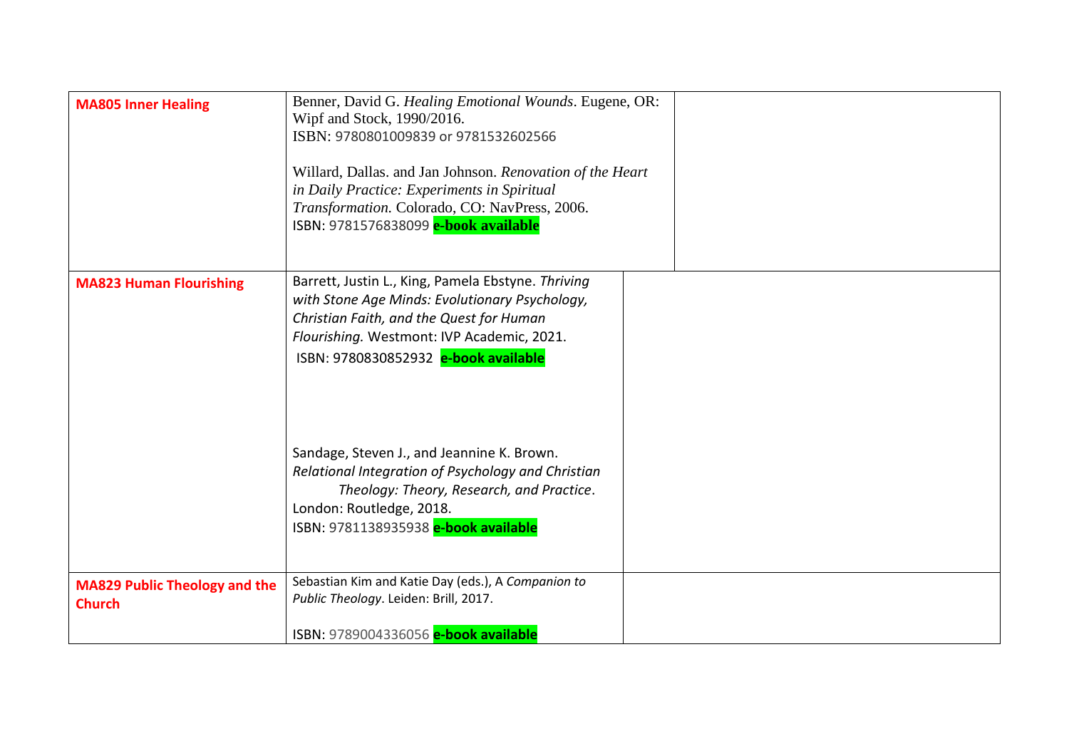| | | |
|---|---|---|
| **MA805 Inner Healing** | Benner, David G. *Healing Emotional Wounds*. Eugene, OR: Wipf and Stock, 1990/2016.<br>ISBN: 9780801009839 or 9781532602566<br><br>Willard, Dallas. and Jan Johnson. *Renovation of the Heart in Daily Practice: Experiments in Spiritual Transformation.* Colorado, CO: NavPress, 2006.<br>ISBN: 9781576838099 **e-book available** | |
| **MA823 Human Flourishing** | Barrett, Justin L., King, Pamela Ebstyne. *Thriving with Stone Age Minds: Evolutionary Psychology, Christian Faith, and the Quest for Human Flourishing.* Westmont: IVP Academic, 2021.<br>ISBN: 9780830852932 **e-book available**<br><br>Sandage, Steven J., and Jeannine K. Brown. *Relational Integration of Psychology and Christian Theology: Theory, Research, and Practice*. London: Routledge, 2018.<br>ISBN: 9781138935938 **e-book available** | |
| **MA829 Public Theology and the Church** | Sebastian Kim and Katie Day (eds.), A *Companion to Public Theology*. Leiden: Brill, 2017.<br><br>ISBN: 9789004336056 **e-book available** | |